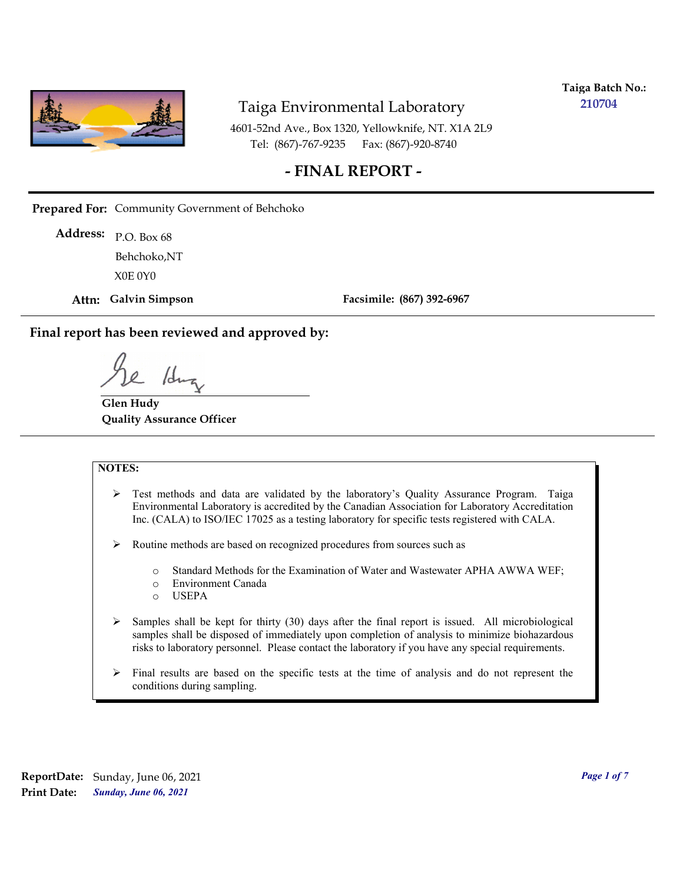**Taiga Batch No.:** 210704

# Taiga Environmental Laboratory

4601-52nd Ave., Box 1320, Yellowknife, NT. X1A 2L9
Tel: (867)-767-9235 Fax: (867)-920-8740

## - FINAL REPORT -

**Prepared For:** Community Government of Behchoko

**Address:** P.O. Box 68
Behchoko,NT
X0E 0Y0

**Attn:** **Galvin Simpson** **Facsimile: (867) 392-6967**

**Final report has been reviewed and approved by:**

**Glen Hudy**
**Quality Assurance Officer**

**NOTES:**

- Test methods and data are validated by the laboratory's Quality Assurance Program. Taiga Environmental Laboratory is accredited by the Canadian Association for Laboratory Accreditation Inc. (CALA) to ISO/IEC 17025 as a testing laboratory for specific tests registered with CALA.
- Routine methods are based on recognized procedures from sources such as
  - Standard Methods for the Examination of Water and Wastewater APHA AWWA WEF;
  - Environment Canada
  - USEPA
- Samples shall be kept for thirty (30) days after the final report is issued. All microbiological samples shall be disposed of immediately upon completion of analysis to minimize biohazardous risks to laboratory personnel. Please contact the laboratory if you have any special requirements.
- Final results are based on the specific tests at the time of analysis and do not represent the conditions during sampling.

**ReportDate:** Sunday, June 06, 2021
**Print Date:** *Sunday, June 06, 2021*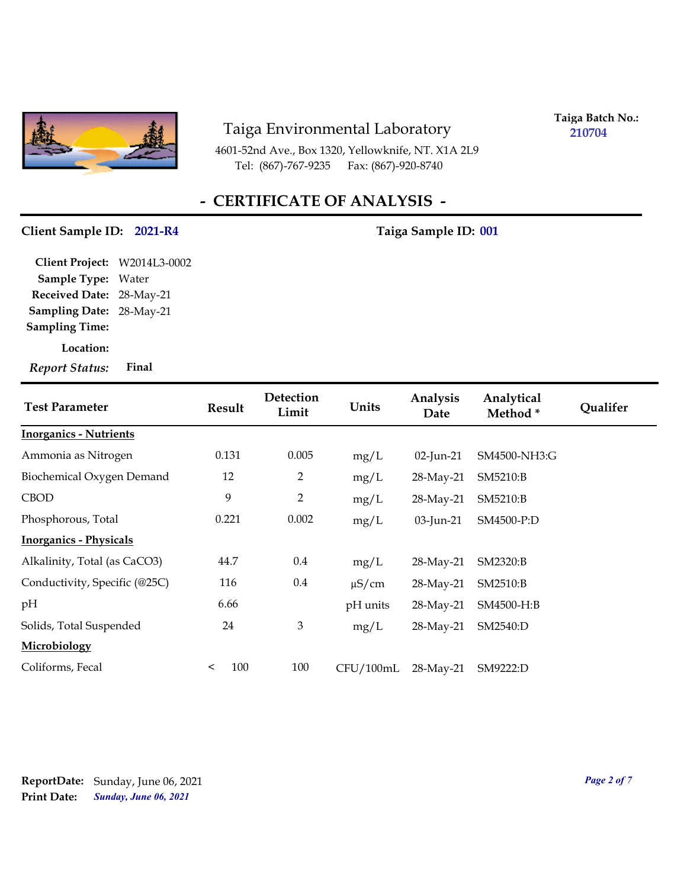# Taiga Environmental Laboratory

4601-52nd Ave., Box 1320, Yellowknife, NT. X1A 2L9
Tel: (867)-767-9235 Fax: (867)-920-8740

**Taiga Batch No.:** 210704

## - CERTIFICATE OF ANALYSIS -

**Client Sample ID:** 2021-R4 **Taiga Sample ID:** 001

**Client Project:** W2014L3-0002
**Sample Type:** Water
**Received Date:** 28-May-21
**Sampling Date:** 28-May-21
**Sampling Time:**
**Location:**
***Report Status:*** **Final**

| Test Parameter | Result | Detection Limit | Units | Analysis Date | Analytical Method * | Qualifer |
|---|---|---|---|---|---|---|
| **Inorganics - Nutrients** | | | | | | |
| Ammonia as Nitrogen | 0.131 | 0.005 | mg/L | 02-Jun-21 | SM4500-NH3:G | |
| Biochemical Oxygen Demand | 12 | 2 | mg/L | 28-May-21 | SM5210:B | |
| CBOD | 9 | 2 | mg/L | 28-May-21 | SM5210:B | |
| Phosphorous, Total | 0.221 | 0.002 | mg/L | 03-Jun-21 | SM4500-P:D | |
| **Inorganics - Physicals** | | | | | | |
| Alkalinity, Total (as CaCO3) | 44.7 | 0.4 | mg/L | 28-May-21 | SM2320:B | |
| Conductivity, Specific (@25C) | 116 | 0.4 | µS/cm | 28-May-21 | SM2510:B | |
| pH | 6.66 | | pH units | 28-May-21 | SM4500-H:B | |
| Solids, Total Suspended | 24 | 3 | mg/L | 28-May-21 | SM2540:D | |
| **Microbiology** | | | | | | |
| Coliforms, Fecal | < 100 | 100 | CFU/100mL | 28-May-21 | SM9222:D | |

**ReportDate:** Sunday, June 06, 2021
**Print Date:** ***Sunday, June 06, 2021***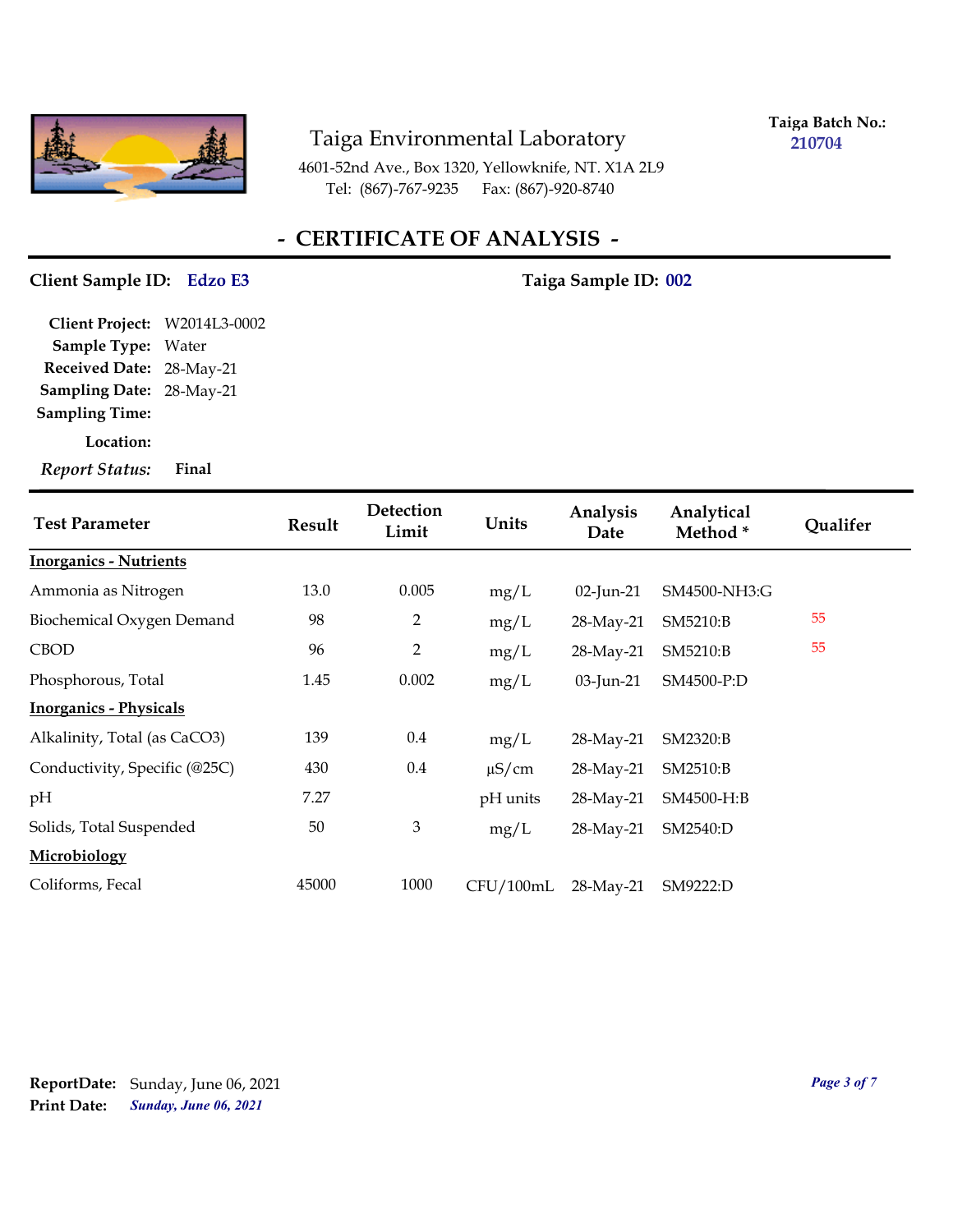Taiga Environmental Laboratory
4601-52nd Ave., Box 1320, Yellowknife, NT. X1A 2L9
Tel: (867)-767-9235 Fax: (867)-920-8740

**Taiga Batch No.:** 210704

# - CERTIFICATE OF ANALYSIS -

**Client Sample ID:** Edzo E3 **Taiga Sample ID:** 002

**Client Project:** W2014L3-0002
**Sample Type:** Water
**Received Date:** 28-May-21
**Sampling Date:** 28-May-21
**Sampling Time:**
**Location:**
***Report Status:*** **Final**

| Test Parameter | Result | Detection Limit | Units | Analysis Date | Analytical Method * | Qualifer |
|---|---|---|---|---|---|---|
| **Inorganics - Nutrients** | | | | | | |
| Ammonia as Nitrogen | 13.0 | 0.005 | mg/L | 02-Jun-21 | SM4500-NH3:G | |
| Biochemical Oxygen Demand | 98 | 2 | mg/L | 28-May-21 | SM5210:B | 55 |
| CBOD | 96 | 2 | mg/L | 28-May-21 | SM5210:B | 55 |
| Phosphorous, Total | 1.45 | 0.002 | mg/L | 03-Jun-21 | SM4500-P:D | |
| **Inorganics - Physicals** | | | | | | |
| Alkalinity, Total (as CaCO3) | 139 | 0.4 | mg/L | 28-May-21 | SM2320:B | |
| Conductivity, Specific (@25C) | 430 | 0.4 | µS/cm | 28-May-21 | SM2510:B | |
| pH | 7.27 | | pH units | 28-May-21 | SM4500-H:B | |
| Solids, Total Suspended | 50 | 3 | mg/L | 28-May-21 | SM2540:D | |
| **Microbiology** | | | | | | |
| Coliforms, Fecal | 45000 | 1000 | CFU/100mL | 28-May-21 | SM9222:D | |

**ReportDate:** Sunday, June 06, 2021
**Print Date:** ***Sunday, June 06, 2021***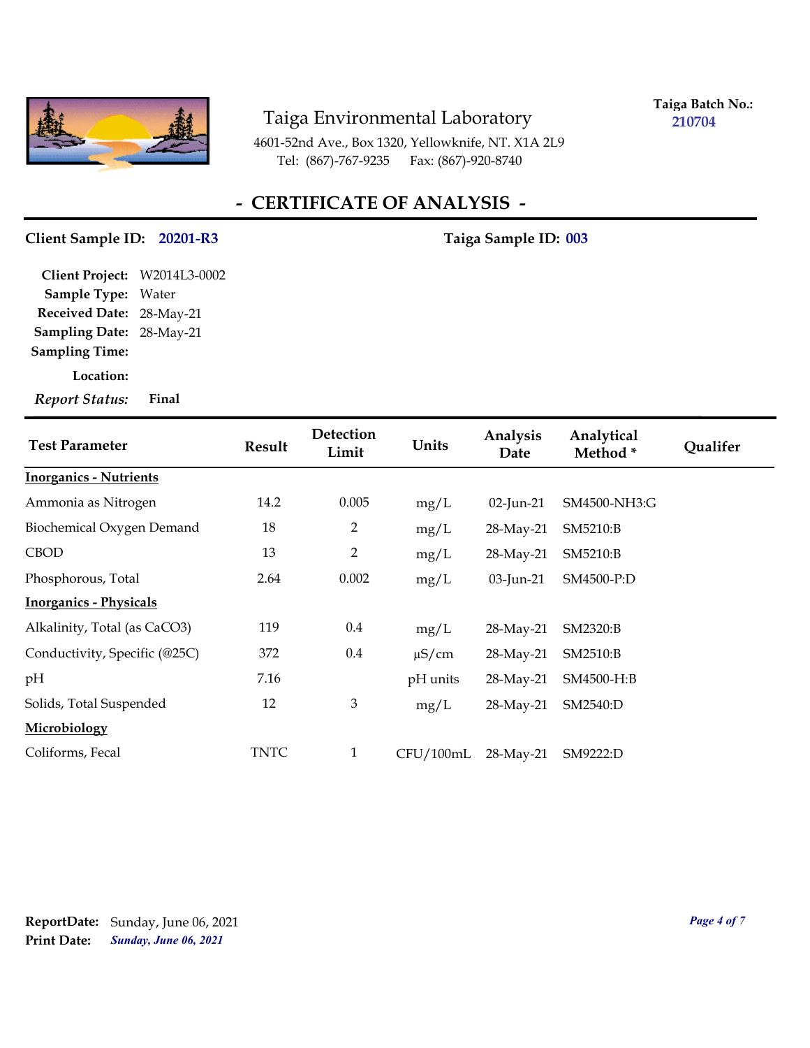Taiga Environmental Laboratory

4601-52nd Ave., Box 1320, Yellowknife, NT. X1A 2L9
Tel: (867)-767-9235 Fax: (867)-920-8740

**Taiga Batch No.:** 210704

# - CERTIFICATE OF ANALYSIS -

**Client Sample ID:** 20201-R3 **Taiga Sample ID:** 003

**Client Project:** W2014L3-0002
**Sample Type:** Water
**Received Date:** 28-May-21
**Sampling Date:** 28-May-21
**Sampling Time:**
**Location:**
***Report Status:*** **Final**

| Test Parameter | Result | Detection Limit | Units | Analysis Date | Analytical Method * | Qualifer |
|---|---|---|---|---|---|---|
| **Inorganics - Nutrients** | | | | | | |
| Ammonia as Nitrogen | 14.2 | 0.005 | mg/L | 02-Jun-21 | SM4500-NH3:G | |
| Biochemical Oxygen Demand | 18 | 2 | mg/L | 28-May-21 | SM5210:B | |
| CBOD | 13 | 2 | mg/L | 28-May-21 | SM5210:B | |
| Phosphorous, Total | 2.64 | 0.002 | mg/L | 03-Jun-21 | SM4500-P:D | |
| **Inorganics - Physicals** | | | | | | |
| Alkalinity, Total (as CaCO3) | 119 | 0.4 | mg/L | 28-May-21 | SM2320:B | |
| Conductivity, Specific (@25C) | 372 | 0.4 | µS/cm | 28-May-21 | SM2510:B | |
| pH | 7.16 | | pH units | 28-May-21 | SM4500-H:B | |
| Solids, Total Suspended | 12 | 3 | mg/L | 28-May-21 | SM2540:D | |
| **Microbiology** | | | | | | |
| Coliforms, Fecal | TNTC | 1 | CFU/100mL | 28-May-21 | SM9222:D | |

**ReportDate:** Sunday, June 06, 2021
**Print Date:** ***Sunday, June 06, 2021***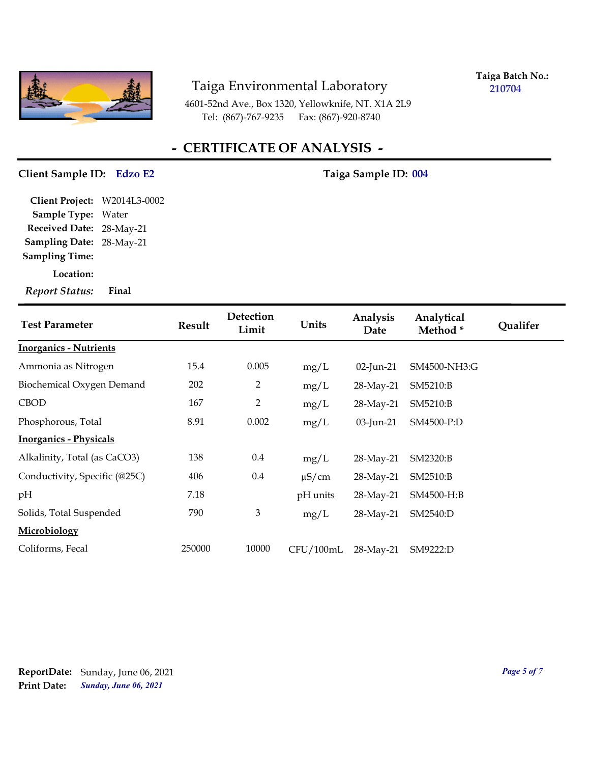Taiga Environmental Laboratory

4601-52nd Ave., Box 1320, Yellowknife, NT. X1A 2L9
Tel: (867)-767-9235 Fax: (867)-920-8740

**Taiga Batch No.:** 210704

# - CERTIFICATE OF ANALYSIS -

**Client Sample ID:** Edzo E2

**Taiga Sample ID:** 004

**Client Project:** W2014L3-0002
**Sample Type:** Water
**Received Date:** 28-May-21
**Sampling Date:** 28-May-21
**Sampling Time:**
**Location:**
***Report Status:*** **Final**

| Test Parameter | Result | Detection Limit | Units | Analysis Date | Analytical Method * | Qualifer |
|---|---|---|---|---|---|---|
| **Inorganics - Nutrients** | | | | | | |
| Ammonia as Nitrogen | 15.4 | 0.005 | mg/L | 02-Jun-21 | SM4500-NH3:G | |
| Biochemical Oxygen Demand | 202 | 2 | mg/L | 28-May-21 | SM5210:B | |
| CBOD | 167 | 2 | mg/L | 28-May-21 | SM5210:B | |
| Phosphorous, Total | 8.91 | 0.002 | mg/L | 03-Jun-21 | SM4500-P:D | |
| **Inorganics - Physicals** | | | | | | |
| Alkalinity, Total (as CaCO3) | 138 | 0.4 | mg/L | 28-May-21 | SM2320:B | |
| Conductivity, Specific (@25C) | 406 | 0.4 | µS/cm | 28-May-21 | SM2510:B | |
| pH | 7.18 | | pH units | 28-May-21 | SM4500-H:B | |
| Solids, Total Suspended | 790 | 3 | mg/L | 28-May-21 | SM2540:D | |
| **Microbiology** | | | | | | |
| Coliforms, Fecal | 250000 | 10000 | CFU/100mL | 28-May-21 | SM9222:D | |

**ReportDate:** Sunday, June 06, 2021
**Print Date:** ***Sunday, June 06, 2021***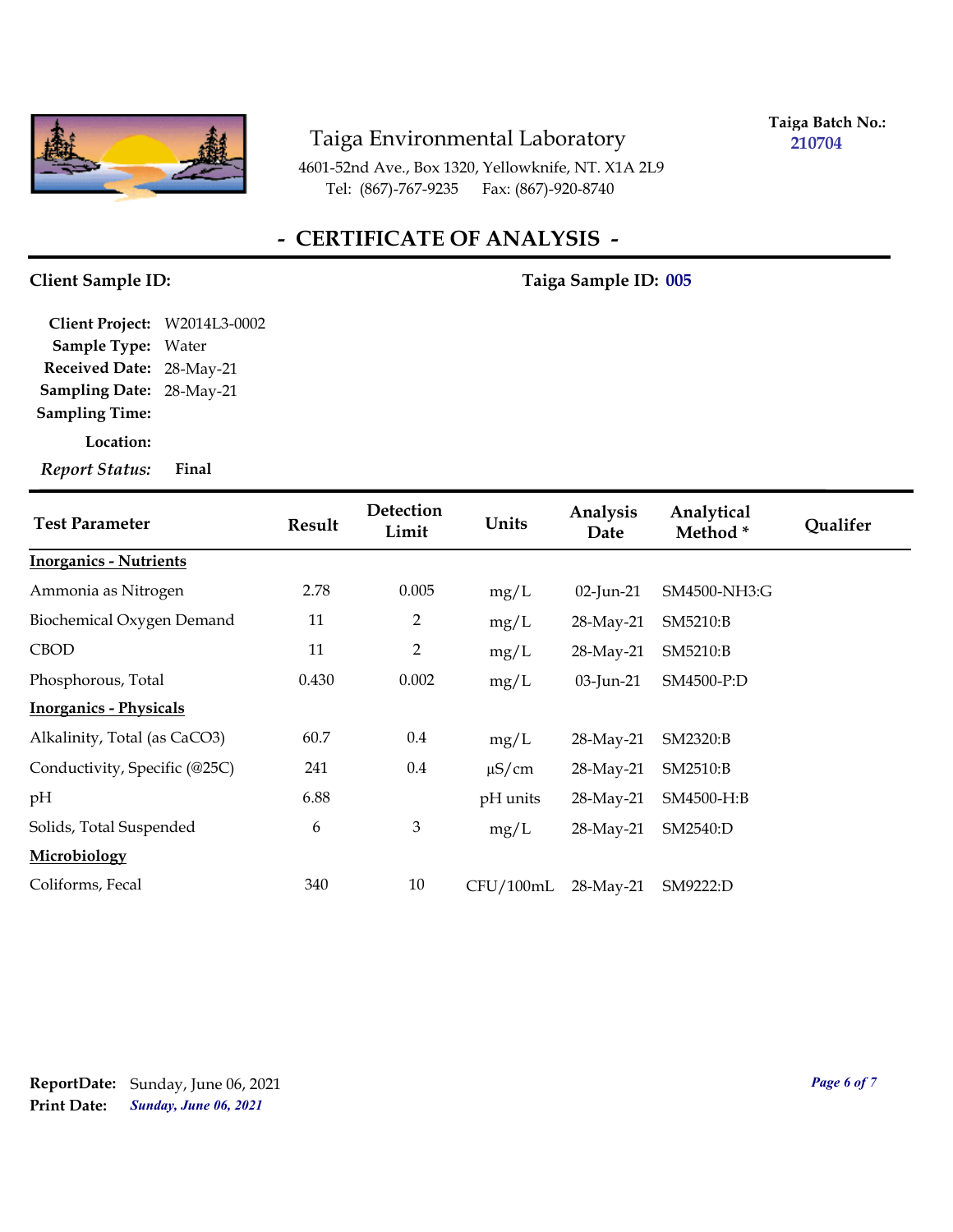Taiga Environmental Laboratory

4601-52nd Ave., Box 1320, Yellowknife, NT. X1A 2L9
Tel: (867)-767-9235 Fax: (867)-920-8740

**Taiga Batch No.:** 210704

## - CERTIFICATE OF ANALYSIS -

**Client Sample ID:**

**Taiga Sample ID:** 005

**Client Project:** W2014L3-0002
**Sample Type:** Water
**Received Date:** 28-May-21
**Sampling Date:** 28-May-21
**Sampling Time:**
**Location:**
***Report Status:*** **Final**

| Test Parameter | Result | Detection Limit | Units | Analysis Date | Analytical Method * | Qualifer |
|---|---|---|---|---|---|---|
| **Inorganics - Nutrients** | | | | | | |
| Ammonia as Nitrogen | 2.78 | 0.005 | mg/L | 02-Jun-21 | SM4500-NH3:G | |
| Biochemical Oxygen Demand | 11 | 2 | mg/L | 28-May-21 | SM5210:B | |
| CBOD | 11 | 2 | mg/L | 28-May-21 | SM5210:B | |
| Phosphorous, Total | 0.430 | 0.002 | mg/L | 03-Jun-21 | SM4500-P:D | |
| **Inorganics - Physicals** | | | | | | |
| Alkalinity, Total (as CaCO3) | 60.7 | 0.4 | mg/L | 28-May-21 | SM2320:B | |
| Conductivity, Specific (@25C) | 241 | 0.4 | µS/cm | 28-May-21 | SM2510:B | |
| pH | 6.88 | | pH units | 28-May-21 | SM4500-H:B | |
| Solids, Total Suspended | 6 | 3 | mg/L | 28-May-21 | SM2540:D | |
| **Microbiology** | | | | | | |
| Coliforms, Fecal | 340 | 10 | CFU/100mL | 28-May-21 | SM9222:D | |

**ReportDate:** Sunday, June 06, 2021
**Print Date:** ***Sunday, June 06, 2021***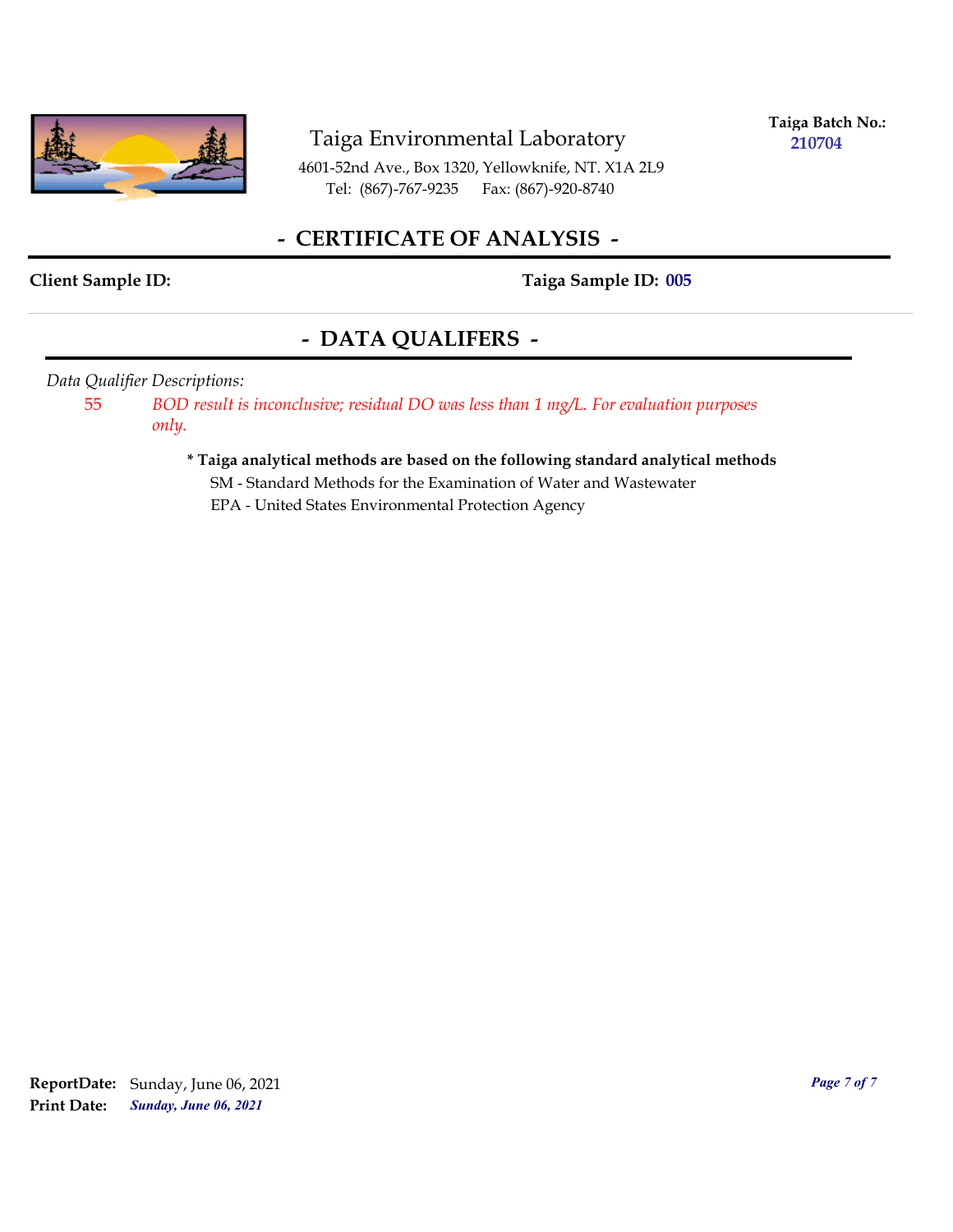Taiga Environmental Laboratory

4601-52nd Ave., Box 1320, Yellowknife, NT. X1A 2L9
Tel: (867)-767-9235 Fax: (867)-920-8740

**Taiga Batch No.:** 210704

## - CERTIFICATE OF ANALYSIS -

**Client Sample ID:**

**Taiga Sample ID:** 005

## - DATA QUALIFERS -

*Data Qualifier Descriptions:*

55 *BOD result is inconclusive; residual DO was less than 1 mg/L. For evaluation purposes only.*

**\* Taiga analytical methods are based on the following standard analytical methods**

SM - Standard Methods for the Examination of Water and Wastewater

EPA - United States Environmental Protection Agency

**ReportDate:** Sunday, June 06, 2021

**Print Date:** ***Sunday, June 06, 2021***